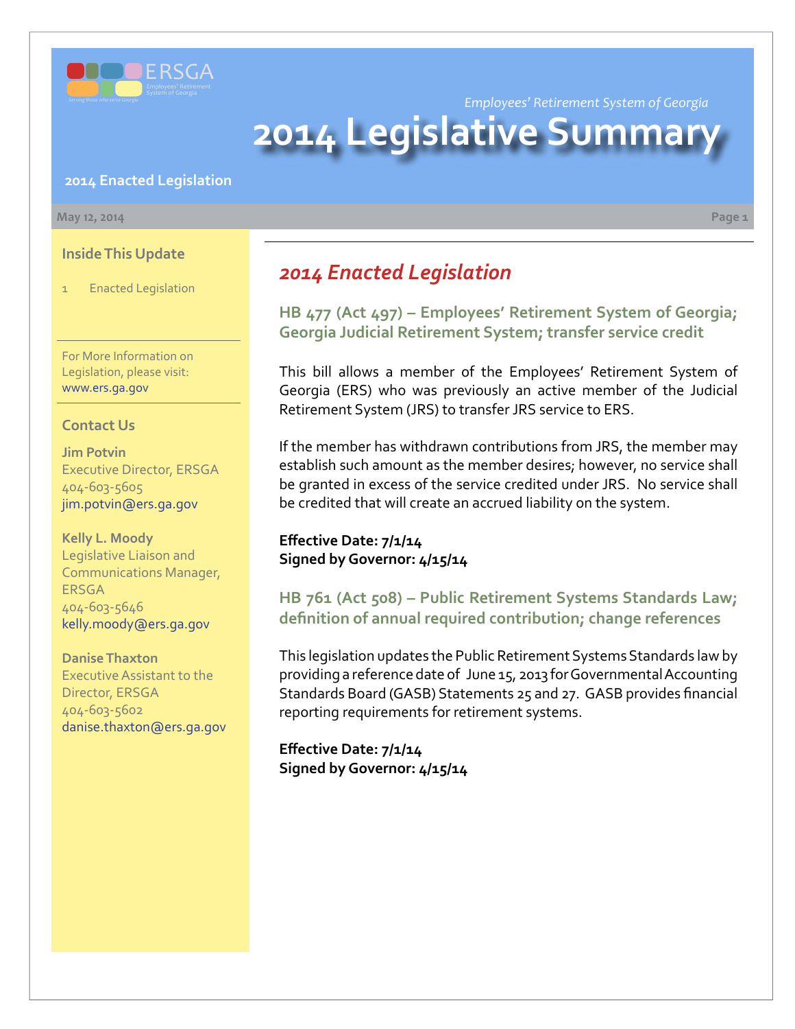Employees' Retirement System of Georgia

# 2014 Legislative Summary

**2014 Enacted Legislation**

May 12, 2014

### Inside This Update

1 Enacted Legislation

For More Information on Legislation, please visit: www.ers.ga.gov

### Contact Us

**Jim Potvin**
Executive Director, ERSGA
404-603-5605
jim.potvin@ers.ga.gov

**Kelly L. Moody**
Legislative Liaison and Communications Manager, ERSGA
404-603-5646
kelly.moody@ers.ga.gov

**Danise Thaxton**
Executive Assistant to the Director, ERSGA
404-603-5602
danise.thaxton@ers.ga.gov

## *2014 Enacted Legislation*

### HB 477 (Act 497) – Employees' Retirement System of Georgia; Georgia Judicial Retirement System; transfer service credit

This bill allows a member of the Employees' Retirement System of Georgia (ERS) who was previously an active member of the Judicial Retirement System (JRS) to transfer JRS service to ERS.

If the member has withdrawn contributions from JRS, the member may establish such amount as the member desires; however, no service shall be granted in excess of the service credited under JRS. No service shall be credited that will create an accrued liability on the system.

**Effective Date: 7/1/14**
**Signed by Governor: 4/15/14**

### HB 761 (Act 508) – Public Retirement Systems Standards Law; definition of annual required contribution; change references

This legislation updates the Public Retirement Systems Standards law by providing a reference date of June 15, 2013 for Governmental Accounting Standards Board (GASB) Statements 25 and 27. GASB provides financial reporting requirements for retirement systems.

**Effective Date: 7/1/14**
**Signed by Governor: 4/15/14**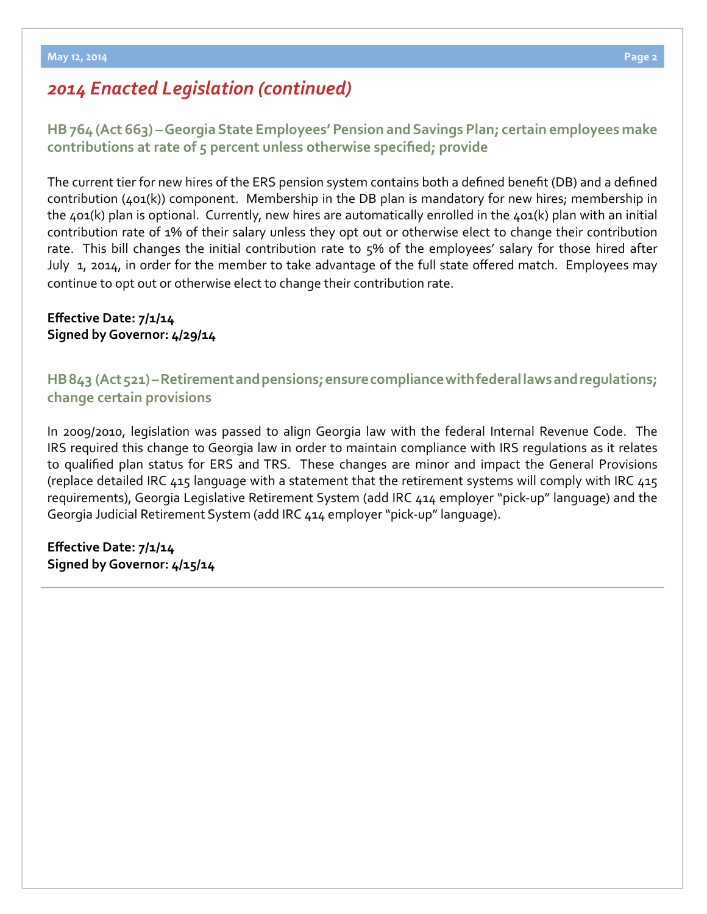# *2014 Enacted Legislation (continued)*

### HB 764 (Act 663) – Georgia State Employees' Pension and Savings Plan; certain employees make contributions at rate of 5 percent unless otherwise specified; provide

The current tier for new hires of the ERS pension system contains both a defined benefit (DB) and a defined contribution (401(k)) component. Membership in the DB plan is mandatory for new hires; membership in the 401(k) plan is optional. Currently, new hires are automatically enrolled in the 401(k) plan with an initial contribution rate of 1% of their salary unless they opt out or otherwise elect to change their contribution rate. This bill changes the initial contribution rate to 5% of the employees' salary for those hired after July 1, 2014, in order for the member to take advantage of the full state offered match. Employees may continue to opt out or otherwise elect to change their contribution rate.

**Effective Date: 7/1/14**
**Signed by Governor: 4/29/14**

### HB 843 (Act 521) – Retirement and pensions; ensure compliance with federal laws and regulations; change certain provisions

In 2009/2010, legislation was passed to align Georgia law with the federal Internal Revenue Code. The IRS required this change to Georgia law in order to maintain compliance with IRS regulations as it relates to qualified plan status for ERS and TRS. These changes are minor and impact the General Provisions (replace detailed IRC 415 language with a statement that the retirement systems will comply with IRC 415 requirements), Georgia Legislative Retirement System (add IRC 414 employer "pick-up" language) and the Georgia Judicial Retirement System (add IRC 414 employer "pick-up" language).

**Effective Date: 7/1/14**
**Signed by Governor: 4/15/14**